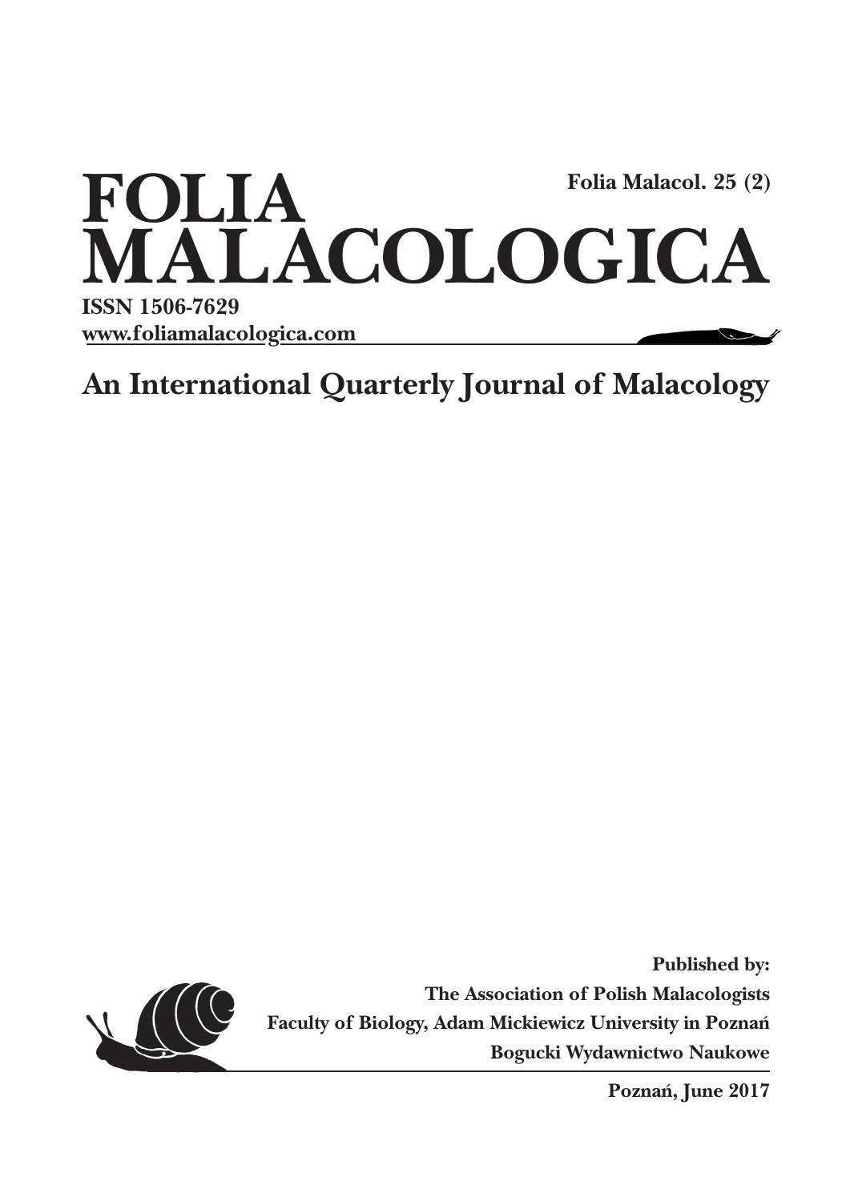# FOLIA MALACOLOGICA

**Folia Malacol. 25 (2)**

**ISSN 1506-7629**

**www.foliamalacologica.com**

## An International Quarterly Journal of Malacology

**Published by:**

**The Association of Polish Malacologists**

**Faculty of Biology, Adam Mickiewicz University in Poznań**

**Bogucki Wydawnictwo Naukowe**

**Poznań, June 2017**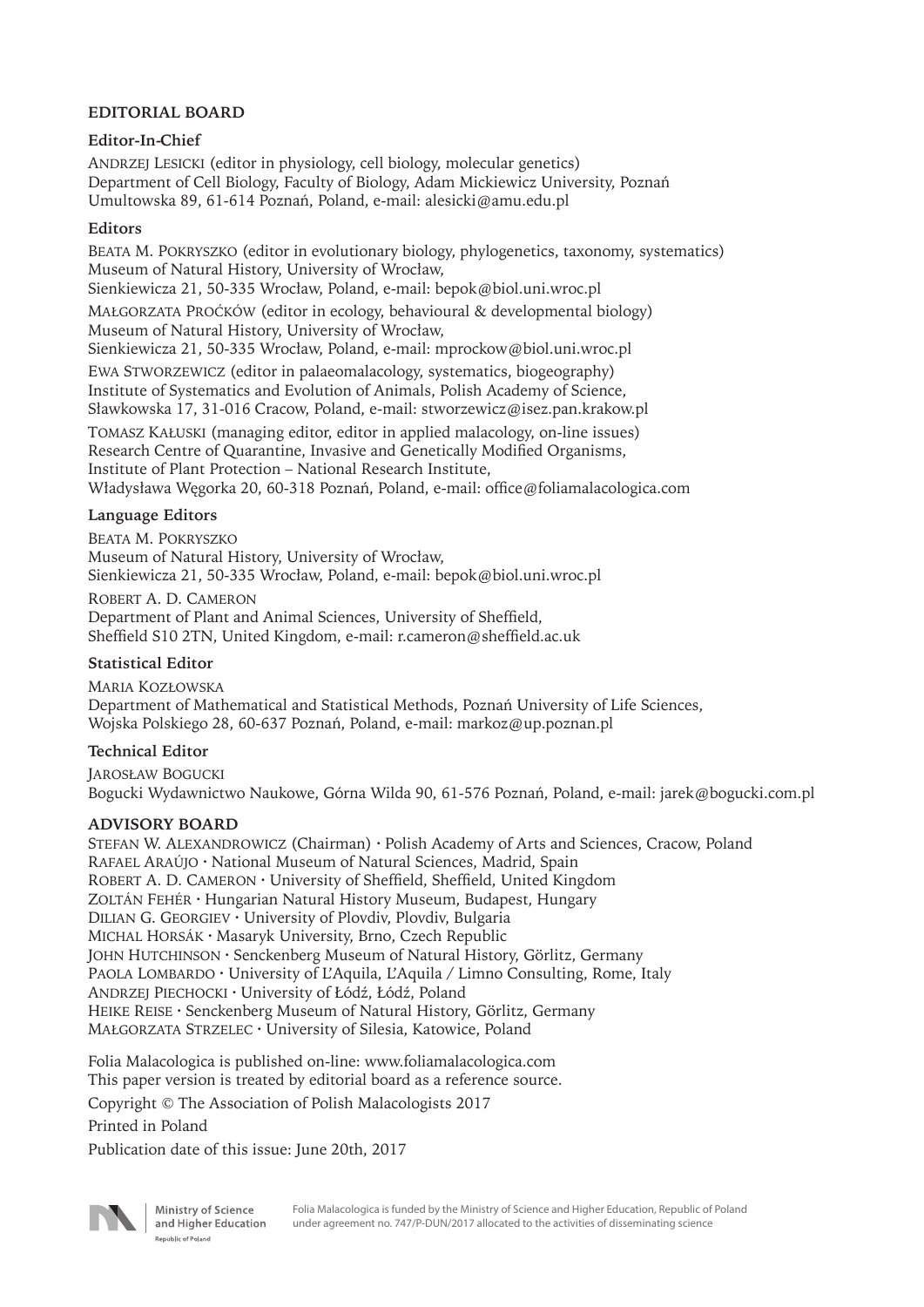## EDITORIAL BOARD

### Editor-In-Chief

Andrzej Lesicki (editor in physiology, cell biology, molecular genetics)
Department of Cell Biology, Faculty of Biology, Adam Mickiewicz University, Poznań
Umultowska 89, 61-614 Poznań, Poland, e-mail: alesicki@amu.edu.pl

### Editors

Beata M. Pokryszko (editor in evolutionary biology, phylogenetics, taxonomy, systematics)
Museum of Natural History, University of Wrocław,
Sienkiewicza 21, 50-335 Wrocław, Poland, e-mail: bepok@biol.uni.wroc.pl

Małgorzata Proćków (editor in ecology, behavioural & developmental biology)
Museum of Natural History, University of Wrocław,
Sienkiewicza 21, 50-335 Wrocław, Poland, e-mail: mprockow@biol.uni.wroc.pl

Ewa Stworzewicz (editor in palaeomalacology, systematics, biogeography)
Institute of Systematics and Evolution of Animals, Polish Academy of Science,
Sławkowska 17, 31-016 Cracow, Poland, e-mail: stworzewicz@isez.pan.krakow.pl

Tomasz Kałuski (managing editor, editor in applied malacology, on-line issues)
Research Centre of Quarantine, Invasive and Genetically Modified Organisms,
Institute of Plant Protection – National Research Institute,
Władysława Węgorka 20, 60-318 Poznań, Poland, e-mail: office@foliamalacologica.com

### Language Editors

Beata M. Pokryszko
Museum of Natural History, University of Wrocław,
Sienkiewicza 21, 50-335 Wrocław, Poland, e-mail: bepok@biol.uni.wroc.pl

Robert A. D. Cameron
Department of Plant and Animal Sciences, University of Sheffield,
Sheffield S10 2TN, United Kingdom, e-mail: r.cameron@sheffield.ac.uk

### Statistical Editor

Maria Kozłowska
Department of Mathematical and Statistical Methods, Poznań University of Life Sciences,
Wojska Polskiego 28, 60-637 Poznań, Poland, e-mail: markoz@up.poznan.pl

### Technical Editor

Jarosław Bogucki
Bogucki Wydawnictwo Naukowe, Górna Wilda 90, 61-576 Poznań, Poland, e-mail: jarek@bogucki.com.pl

## ADVISORY BOARD

Stefan W. Alexandrowicz (Chairman) • Polish Academy of Arts and Sciences, Cracow, Poland
Rafael Araújo • National Museum of Natural Sciences, Madrid, Spain
Robert A. D. Cameron • University of Sheffield, Sheffield, United Kingdom
Zoltán Fehér • Hungarian Natural History Museum, Budapest, Hungary
Dilian G. Georgiev • University of Plovdiv, Plovdiv, Bulgaria
Michal Horsák • Masaryk University, Brno, Czech Republic
John Hutchinson • Senckenberg Museum of Natural History, Görlitz, Germany
Paola Lombardo • University of L'Aquila, L'Aquila / Limno Consulting, Rome, Italy
Andrzej Piechocki • University of Łódź, Łódź, Poland
Heike Reise • Senckenberg Museum of Natural History, Görlitz, Germany
Małgorzata Strzelec • University of Silesia, Katowice, Poland

Folia Malacologica is published on-line: www.foliamalacologica.com
This paper version is treated by editorial board as a reference source.

Copyright © The Association of Polish Malacologists 2017

Printed in Poland

Publication date of this issue: June 20th, 2017

Ministry of Science and Higher Education
Republic of Poland

Folia Malacologica is funded by the Ministry of Science and Higher Education, Republic of Poland under agreement no. 747/P-DUN/2017 allocated to the activities of disseminating science